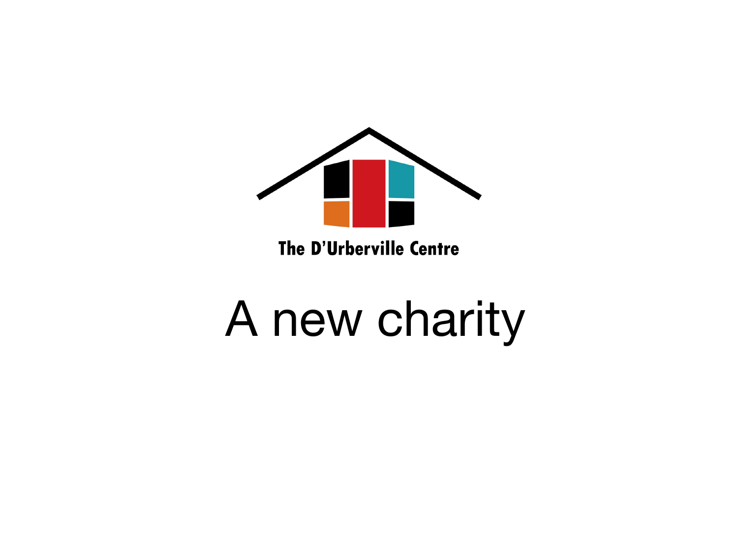The D'Urberville Centre

# A new charity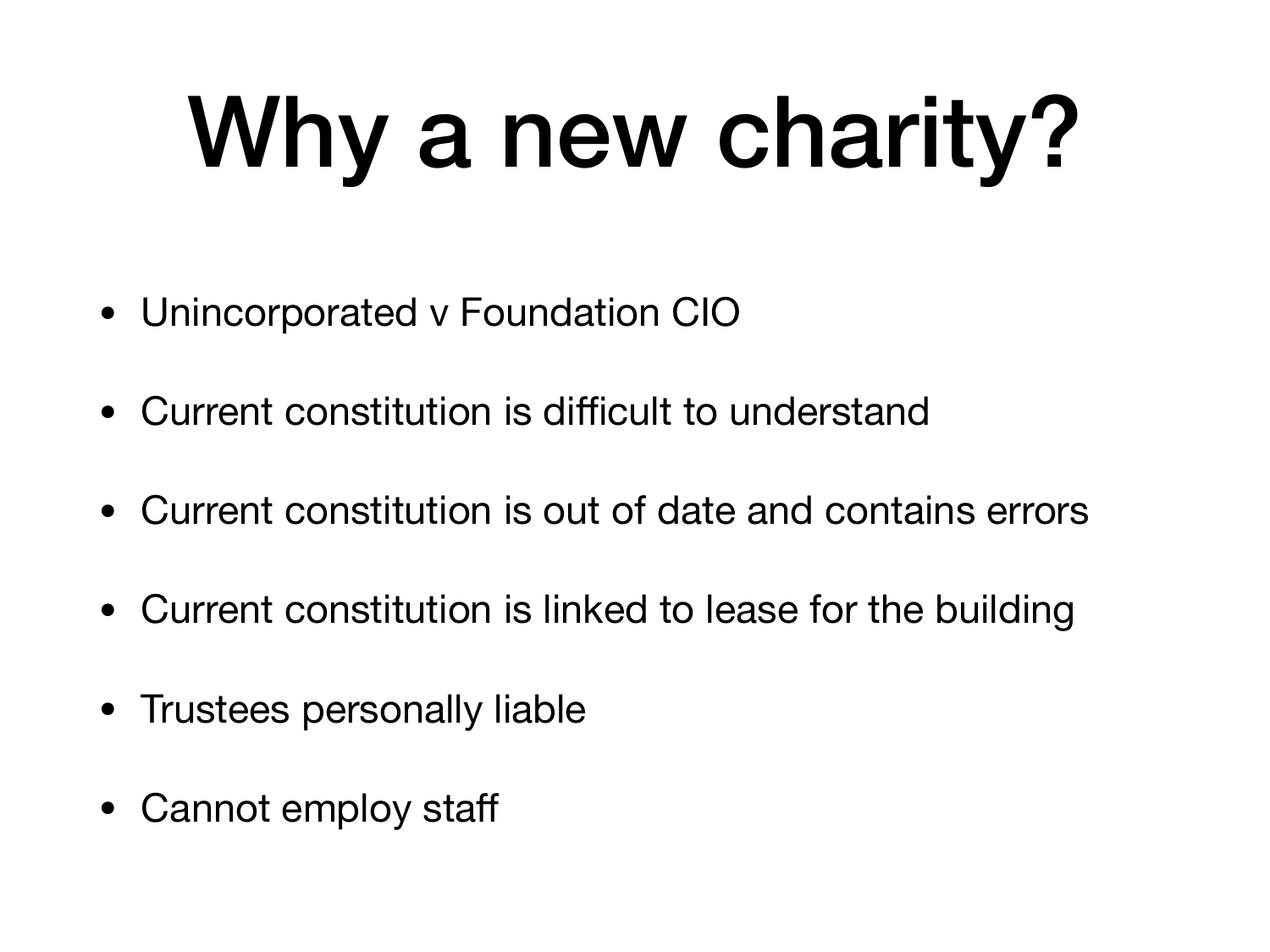# Why a new charity?

- Unincorporated v Foundation CIO
- Current constitution is difficult to understand
- Current constitution is out of date and contains errors
- Current constitution is linked to lease for the building
- Trustees personally liable
- Cannot employ staff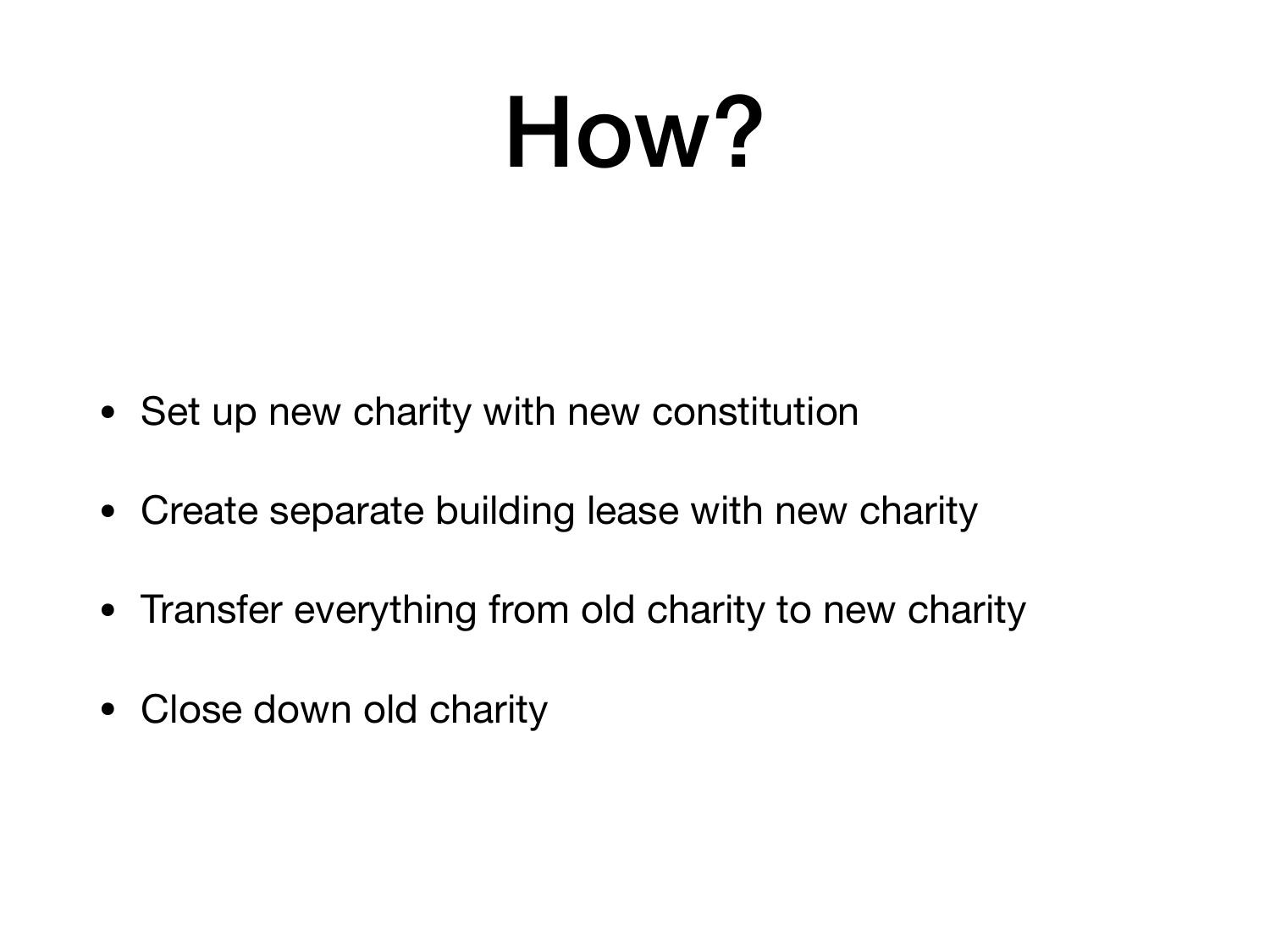# How?

- Set up new charity with new constitution
- Create separate building lease with new charity
- Transfer everything from old charity to new charity
- Close down old charity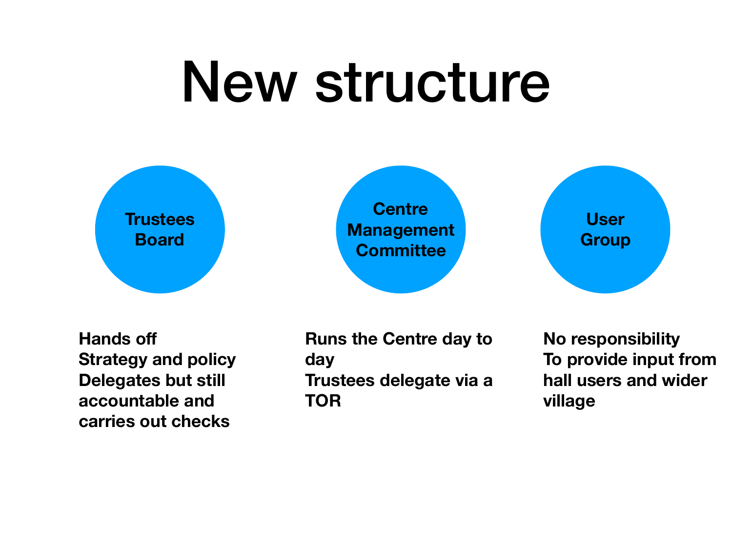# New structure

## Trustees Board

Hands off
Strategy and policy
Delegates but still accountable and carries out checks

## Centre Management Committee

Runs the Centre day to day
Trustees delegate via a TOR

## User Group

No responsibility
To provide input from hall users and wider village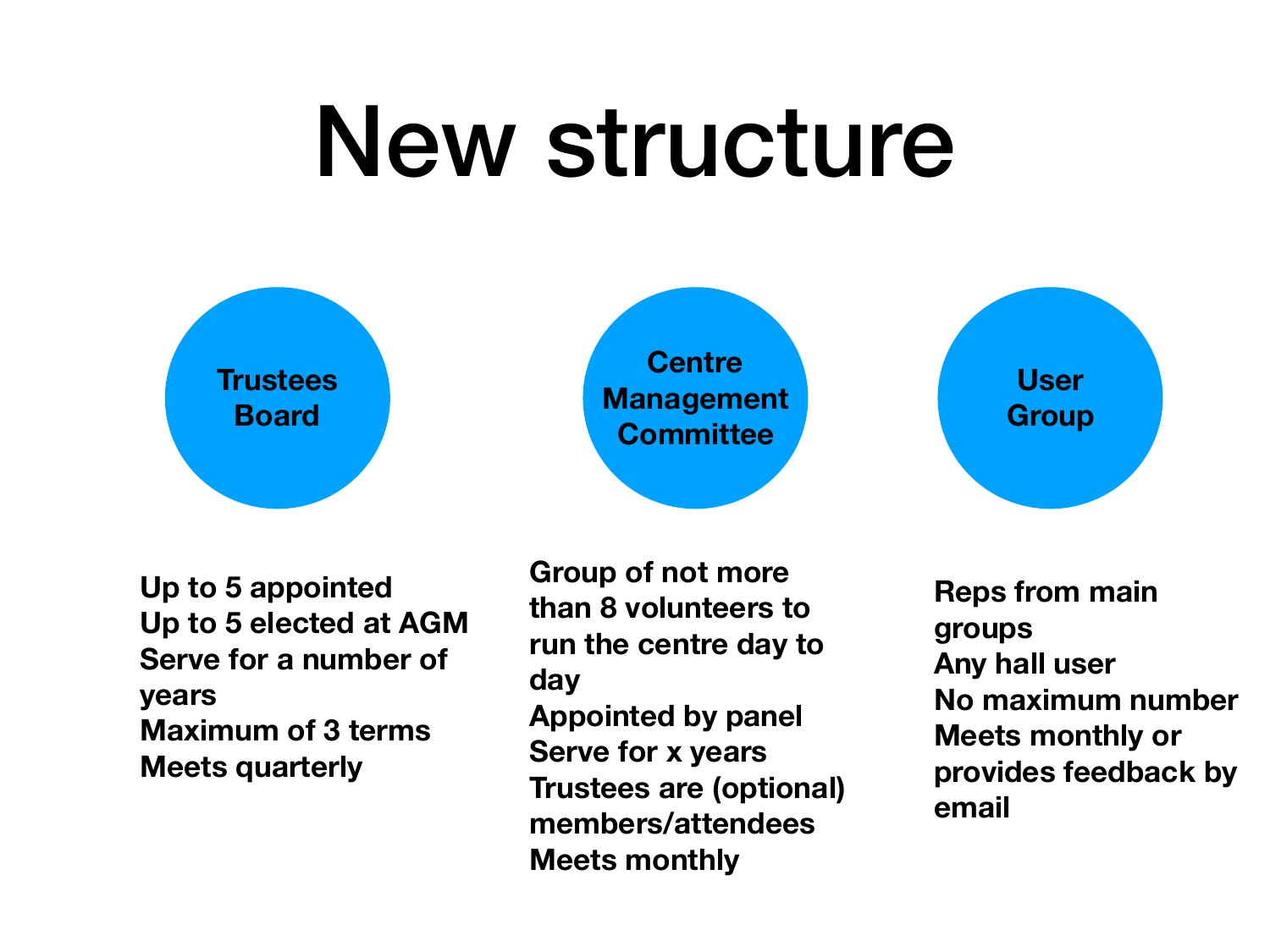# New structure

## Trustees Board

- Up to 5 appointed
- Up to 5 elected at AGM
- Serve for a number of years
- Maximum of 3 terms
- Meets quarterly

## Centre Management Committee

- Group of not more than 8 volunteers to run the centre day to day
- Appointed by panel
- Serve for x years
- Trustees are (optional) members/attendees
- Meets monthly

## User Group

- Reps from main groups
- Any hall user
- No maximum number
- Meets monthly or provides feedback by email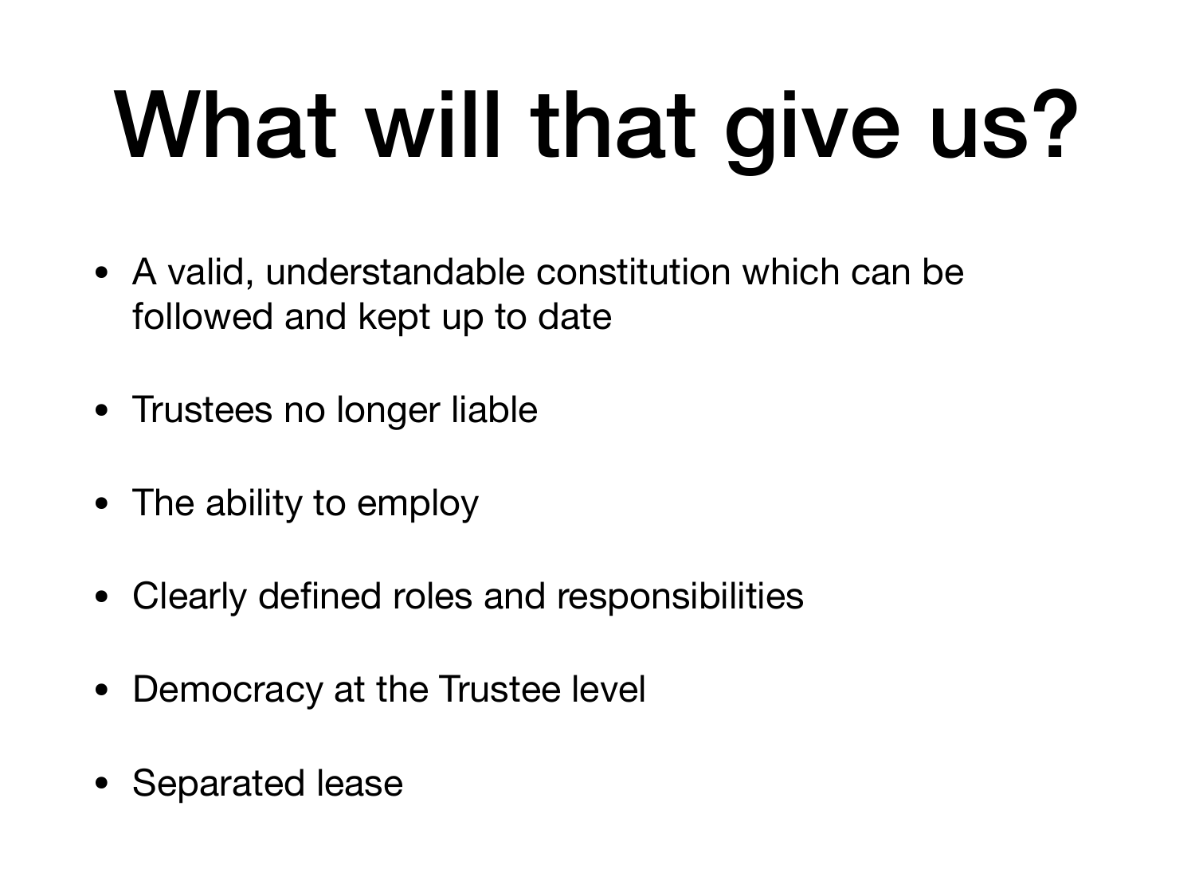# What will that give us?

- A valid, understandable constitution which can be followed and kept up to date
- Trustees no longer liable
- The ability to employ
- Clearly defined roles and responsibilities
- Democracy at the Trustee level
- Separated lease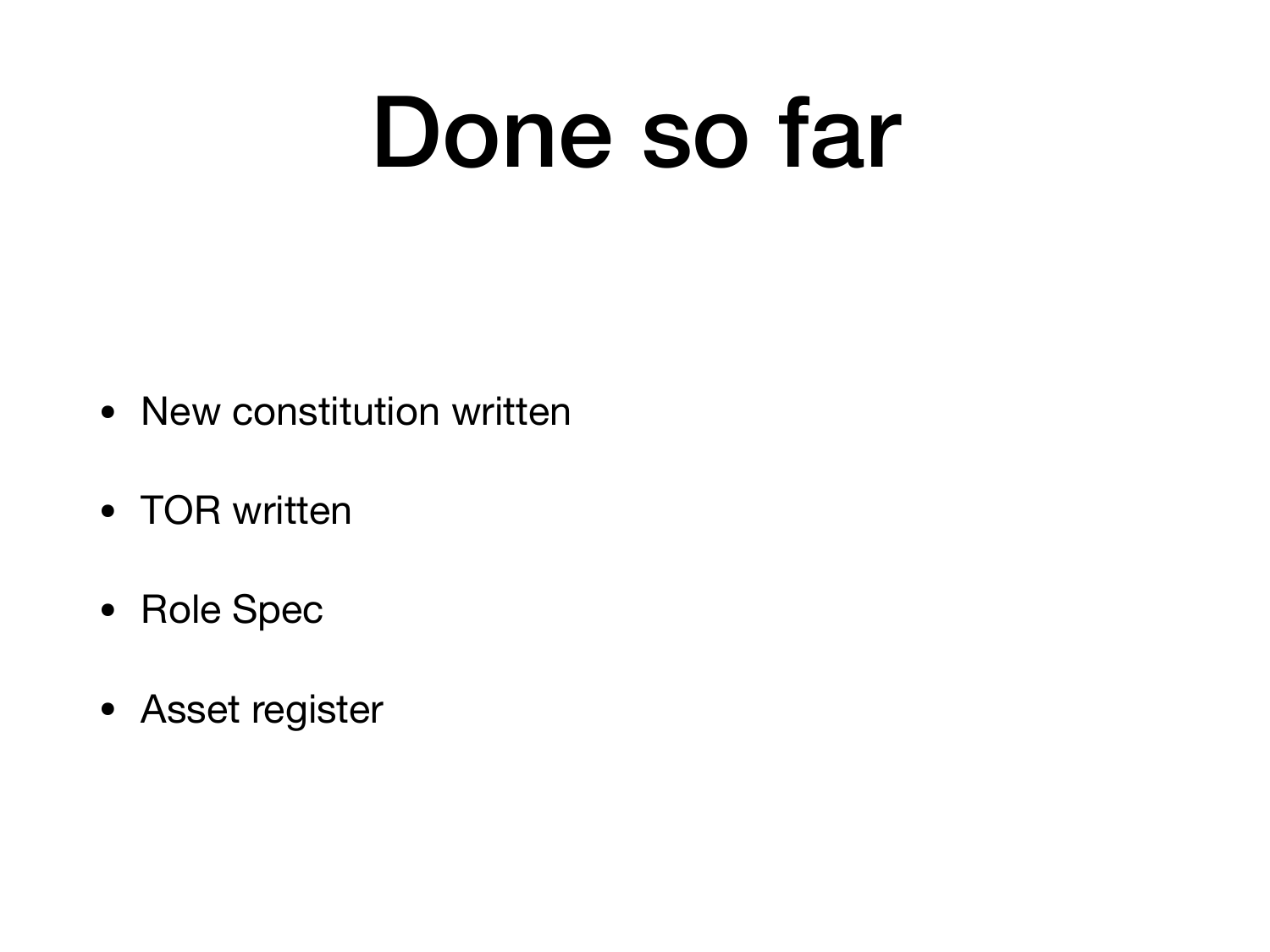# Done so far

- New constitution written
- TOR written
- Role Spec
- Asset register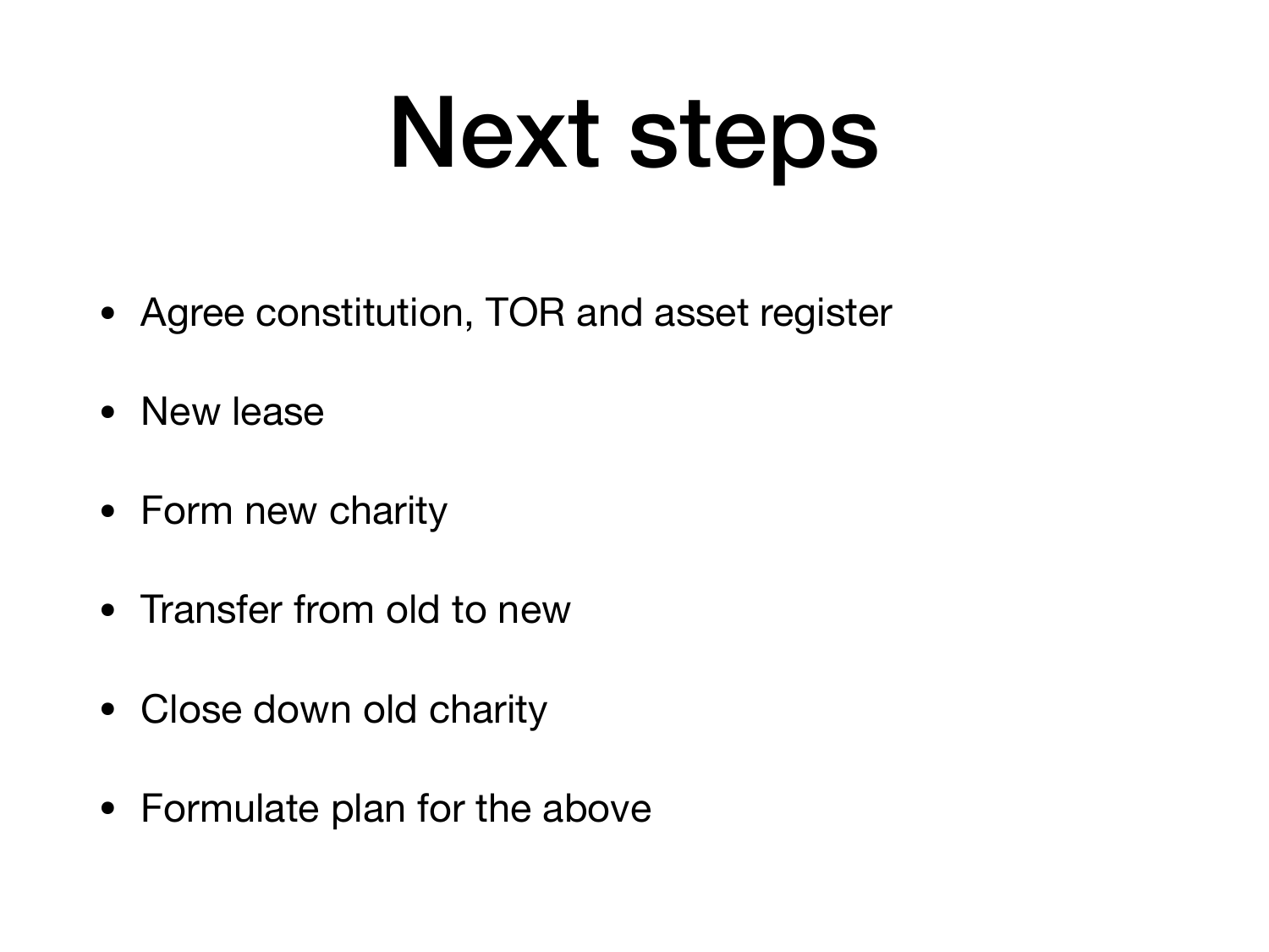# Next steps

- Agree constitution, TOR and asset register
- New lease
- Form new charity
- Transfer from old to new
- Close down old charity
- Formulate plan for the above